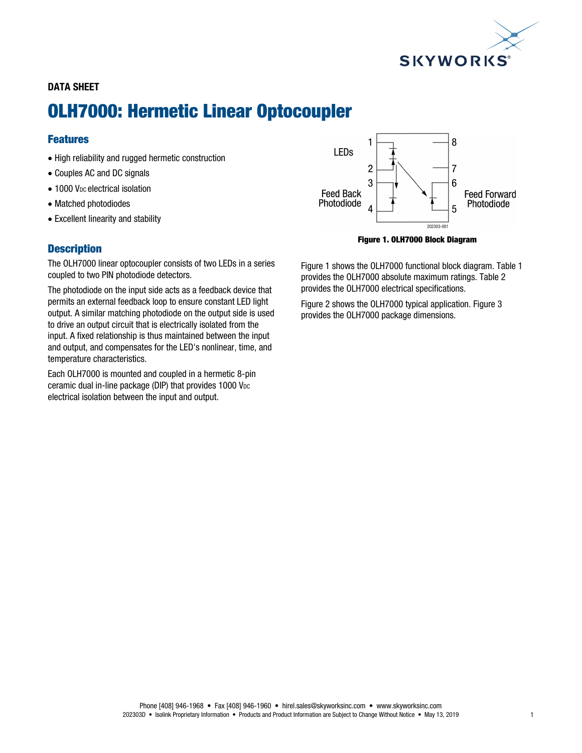DATA SHEET

# OLH7000: Hermetic Linear Optocoupler

## Features

- High reliability and rugged hermetic construction
- Couples AC and DC signals
- 1000 $V_{DC}$ electrical isolation
- Matched photodiodes
- Excellent linearity and stability

## Description

The OLH7000 linear optocoupler consists of two LEDs in a series coupled to two PIN photodiode detectors.

The photodiode on the input side acts as a feedback device that permits an external feedback loop to ensure constant LED light output. A similar matching photodiode on the output side is used to drive an output circuit that is electrically isolated from the input. A fixed relationship is thus maintained between the input and output, and compensates for the LED's nonlinear, time, and temperature characteristics.

Each OLH7000 is mounted and coupled in a hermetic 8-pin ceramic dual in-line package (DIP) that provides 1000 $V_{DC}$ electrical isolation between the input and output.

LEDs 1 2 3 4 Feed Back Photodiode 8 7 6 5 Feed Forward Photodiode 202303-001

**Figure 1. OLH7000 Block Diagram**

Figure 1 shows the OLH7000 functional block diagram. Table 1 provides the OLH7000 absolute maximum ratings. Table 2 provides the OLH7000 electrical specifications.

Figure 2 shows the OLH7000 typical application. Figure 3 provides the OLH7000 package dimensions.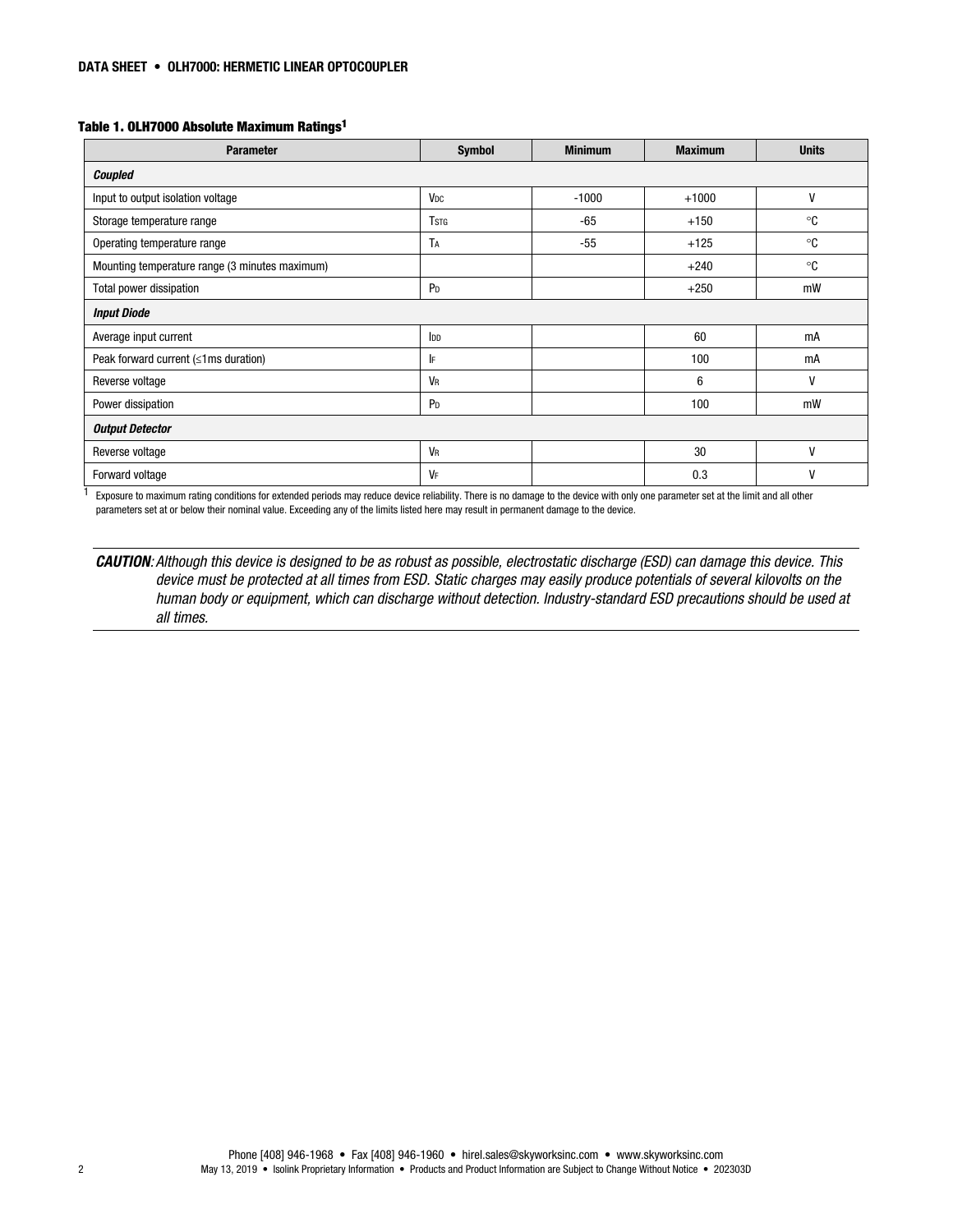**Table 1. OLH7000 Absolute Maximum Ratings[1]**

| Parameter | Symbol | Minimum | Maximum | Units |
|---|---|---|---|---|
| ***Coupled*** | | | | |
| Input to output isolation voltage | $V_{DC}$ | -1000 | +1000 | V |
| Storage temperature range | $T_{STG}$ | -65 | +150 | °C |
| Operating temperature range | $T_A$ | -55 | +125 | °C |
| Mounting temperature range (3 minutes maximum) | | | +240 | °C |
| Total power dissipation | $P_D$ | | +250 | mW |
| ***Input Diode*** | | | | |
| Average input current | $I_{DD}$ | | 60 | mA |
| Peak forward current (≤1ms duration) | $I_F$ | | 100 | mA |
| Reverse voltage | $V_R$ | | 6 | V |
| Power dissipation | $P_D$ | | 100 | mW |
| ***Output Detector*** | | | | |
| Reverse voltage | $V_R$ | | 30 | V |
| Forward voltage | $V_F$ | | 0.3 | V |

[1] Exposure to maximum rating conditions for extended periods may reduce device reliability. There is no damage to the device with only one parameter set at the limit and all other parameters set at or below their nominal value. Exceeding any of the limits listed here may result in permanent damage to the device.

***CAUTION****: Although this device is designed to be as robust as possible, electrostatic discharge (ESD) can damage this device. This device must be protected at all times from ESD. Static charges may easily produce potentials of several kilovolts on the human body or equipment, which can discharge without detection. Industry-standard ESD precautions should be used at all times.*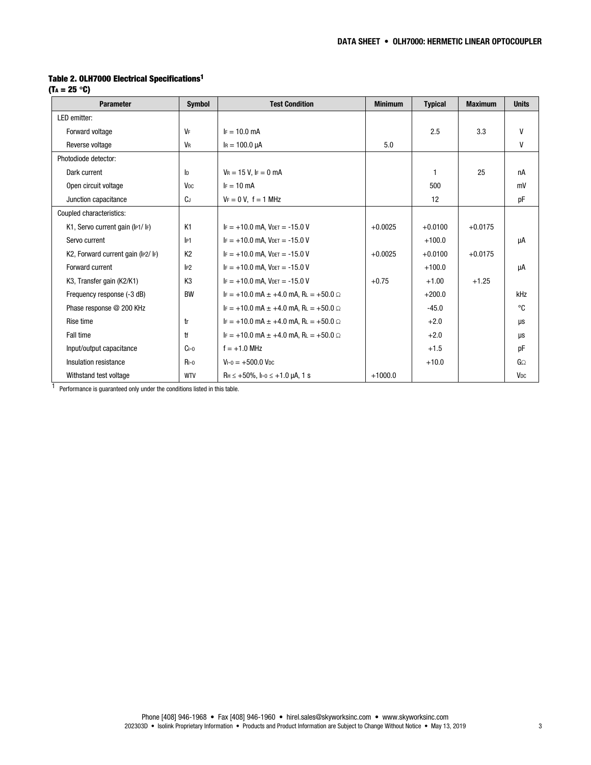### Table 2. OLH7000 Electrical Specifications[1]

**($T_A$ = 25 °C)**

| Parameter | Symbol | Test Condition | Minimum | Typical | Maximum | Units |
|---|---|---|---|---|---|---|
| LED emitter: | | | | | | |
| Forward voltage | $V_F$ | $I_F$ = 10.0 mA | | 2.5 | 3.3 | V |
| Reverse voltage | $V_R$ | $I_R$ = 100.0 µA | 5.0 | | | V |
| Photodiode detector: | | | | | | |
| Dark current | $I_D$ | $V_R$ = 15 V, $I_F$ = 0 mA | | 1 | 25 | nA |
| Open circuit voltage | $V_{OC}$ | $I_F$ = 10 mA | | 500 | | mV |
| Junction capacitance | $C_J$ | $V_F$ = 0 V, f = 1 MHz | | 12 | | pF |
| Coupled characteristics: | | | | | | |
| K1, Servo current gain ($I_{P1}$/ $I_F$) | K1 | $I_F$ = +10.0 mA, $V_{DET}$ = -15.0 V | +0.0025 | +0.0100 | +0.0175 | |
| Servo current | $I_{P1}$ | $I_F$ = +10.0 mA, $V_{DET}$ = -15.0 V | | +100.0 | | µA |
| K2, Forward current gain ($I_{P2}$/ $I_F$) | K2 | $I_F$ = +10.0 mA, $V_{DET}$ = -15.0 V | +0.0025 | +0.0100 | +0.0175 | |
| Forward current | $I_{P2}$ | $I_F$ = +10.0 mA, $V_{DET}$ = -15.0 V | | +100.0 | | µA |
| K3, Transfer gain (K2/K1) | K3 | $I_F$ = +10.0 mA, $V_{DET}$ = -15.0 V | +0.75 | +1.00 | +1.25 | |
| Frequency response (-3 dB) | BW | $I_F$ = +10.0 mA ± +4.0 mA, $R_L$ = +50.0 Ω | | +200.0 | | kHz |
| Phase response @ 200 KHz | | $I_F$ = +10.0 mA ± +4.0 mA, $R_L$ = +50.0 Ω | | -45.0 | | °C |
| Rise time | tr | $I_F$ = +10.0 mA ± +4.0 mA, $R_L$ = +50.0 Ω | | +2.0 | | µs |
| Fall time | tf | $I_F$ = +10.0 mA ± +4.0 mA, $R_L$ = +50.0 Ω | | +2.0 | | µs |
| Input/output capacitance | $C_{I-O}$ | f = +1.0 MHz | | +1.5 | | pF |
| Insulation resistance | $R_{I-O}$ | $V_{I-O}$ = +500.0 $V_{DC}$ | | +10.0 | | GΩ |
| Withstand test voltage | WTV | $R_H$ ≤ +50%, $I_{I-O}$ ≤ +1.0 µA, 1 s | +1000.0 | | | $V_{DC}$ |

[1] Performance is guaranteed only under the conditions listed in this table.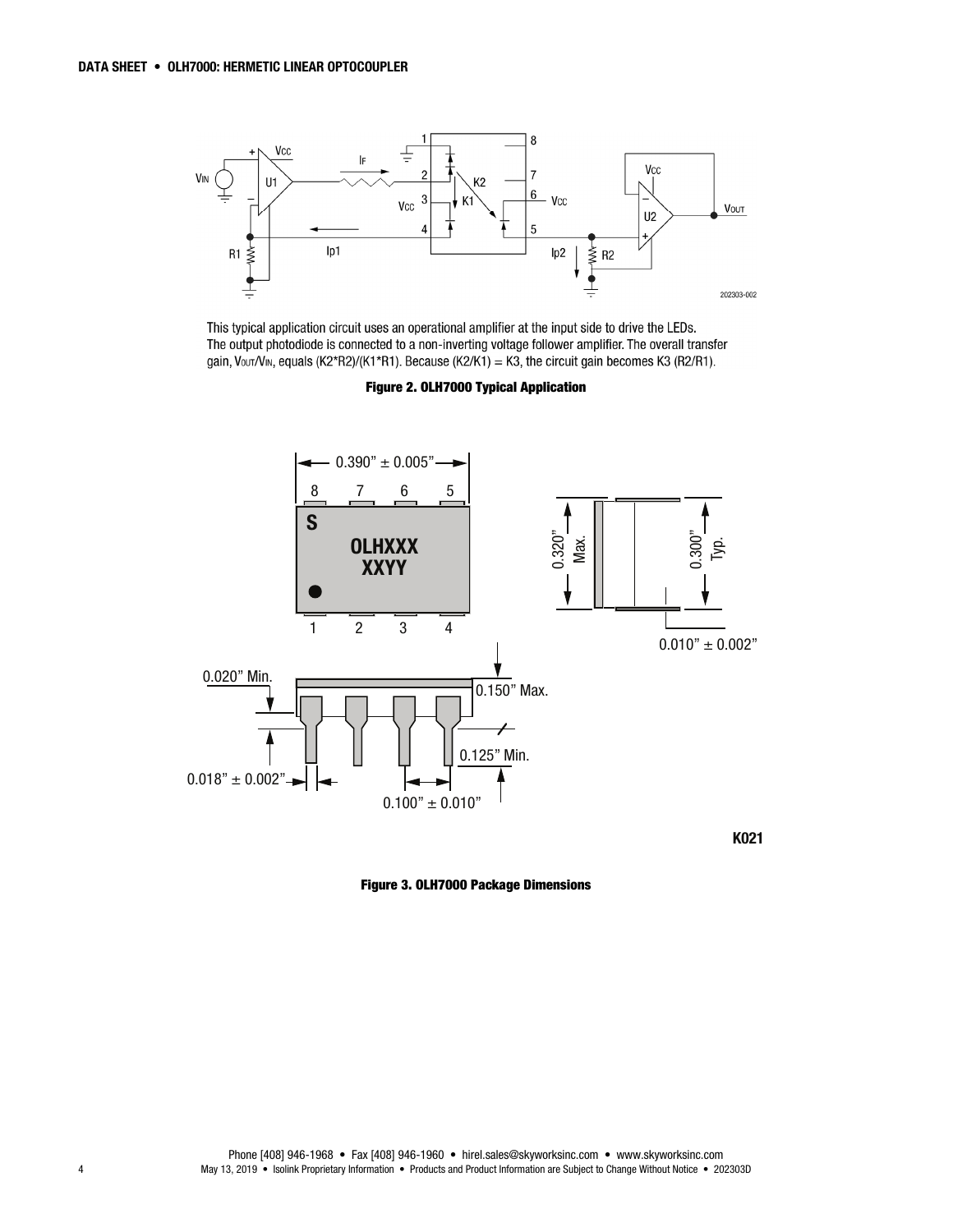This typical application circuit uses an operational amplifier at the input side to drive the LEDs. The output photodiode is connected to a non-inverting voltage follower amplifier. The overall transfer gain, $V_{OUT}/V_{IN}$, equals $(K2*R2)/(K1*R1)$. Because $(K2/K1) = K3$, the circuit gain becomes $K3\ (R2/R1)$.

**Figure 2. OLH7000 Typical Application**

**Figure 3. OLH7000 Package Dimensions**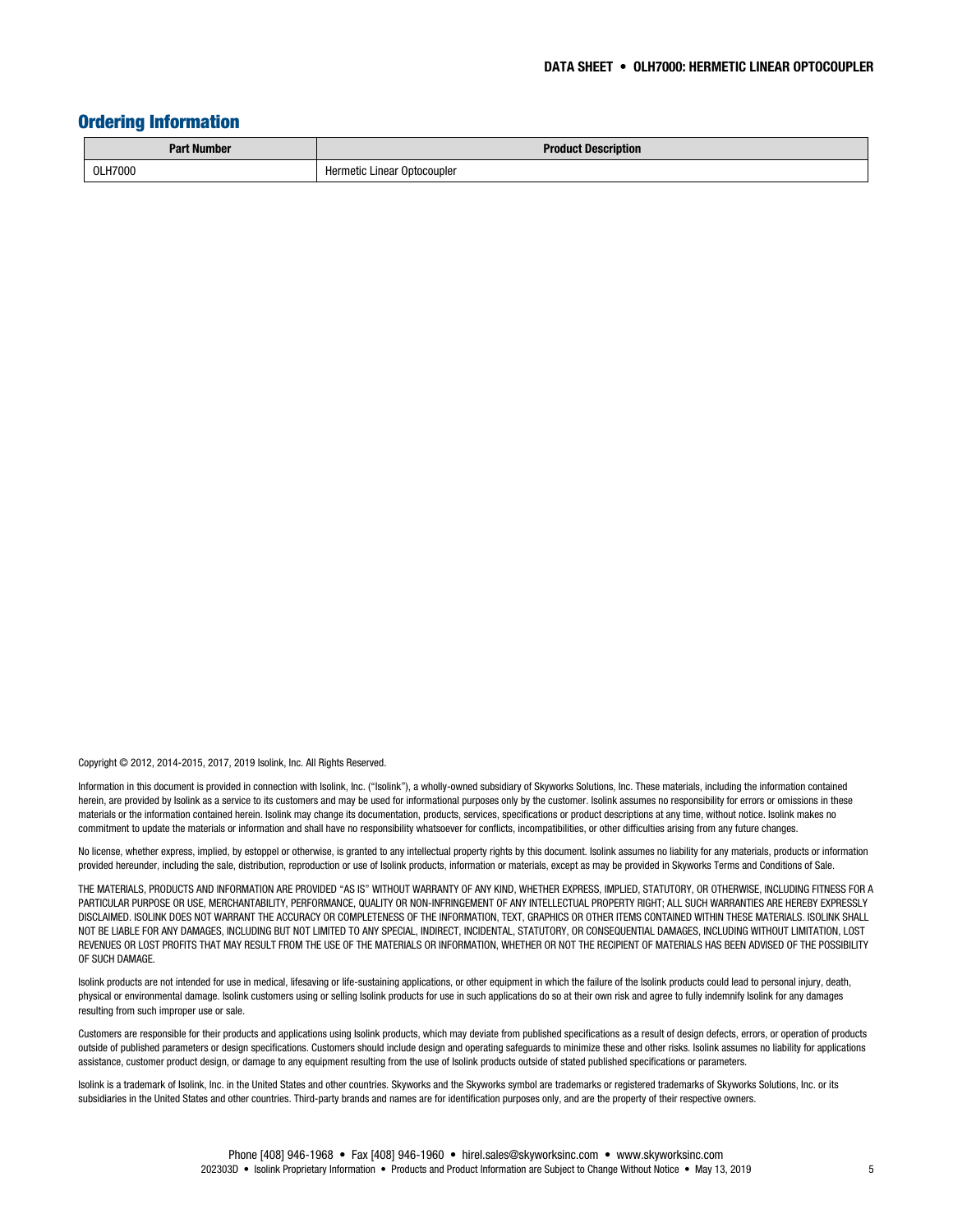## Ordering Information

| Part Number | Product Description |
| --- | --- |
| OLH7000 | Hermetic Linear Optocoupler |

Copyright © 2012, 2014-2015, 2017, 2019 Isolink, Inc. All Rights Reserved.

Information in this document is provided in connection with Isolink, Inc. ("Isolink"), a wholly-owned subsidiary of Skyworks Solutions, Inc. These materials, including the information contained herein, are provided by Isolink as a service to its customers and may be used for informational purposes only by the customer. Isolink assumes no responsibility for errors or omissions in these materials or the information contained herein. Isolink may change its documentation, products, services, specifications or product descriptions at any time, without notice. Isolink makes no commitment to update the materials or information and shall have no responsibility whatsoever for conflicts, incompatibilities, or other difficulties arising from any future changes.

No license, whether express, implied, by estoppel or otherwise, is granted to any intellectual property rights by this document. Isolink assumes no liability for any materials, products or information provided hereunder, including the sale, distribution, reproduction or use of Isolink products, information or materials, except as may be provided in Skyworks Terms and Conditions of Sale.

THE MATERIALS, PRODUCTS AND INFORMATION ARE PROVIDED "AS IS" WITHOUT WARRANTY OF ANY KIND, WHETHER EXPRESS, IMPLIED, STATUTORY, OR OTHERWISE, INCLUDING FITNESS FOR A PARTICULAR PURPOSE OR USE, MERCHANTABILITY, PERFORMANCE, QUALITY OR NON-INFRINGEMENT OF ANY INTELLECTUAL PROPERTY RIGHT; ALL SUCH WARRANTIES ARE HEREBY EXPRESSLY DISCLAIMED. ISOLINK DOES NOT WARRANT THE ACCURACY OR COMPLETENESS OF THE INFORMATION, TEXT, GRAPHICS OR OTHER ITEMS CONTAINED WITHIN THESE MATERIALS. ISOLINK SHALL NOT BE LIABLE FOR ANY DAMAGES, INCLUDING BUT NOT LIMITED TO ANY SPECIAL, INDIRECT, INCIDENTAL, STATUTORY, OR CONSEQUENTIAL DAMAGES, INCLUDING WITHOUT LIMITATION, LOST REVENUES OR LOST PROFITS THAT MAY RESULT FROM THE USE OF THE MATERIALS OR INFORMATION, WHETHER OR NOT THE RECIPIENT OF MATERIALS HAS BEEN ADVISED OF THE POSSIBILITY OF SUCH DAMAGE.

Isolink products are not intended for use in medical, lifesaving or life-sustaining applications, or other equipment in which the failure of the Isolink products could lead to personal injury, death, physical or environmental damage. Isolink customers using or selling Isolink products for use in such applications do so at their own risk and agree to fully indemnify Isolink for any damages resulting from such improper use or sale.

Customers are responsible for their products and applications using Isolink products, which may deviate from published specifications as a result of design defects, errors, or operation of products outside of published parameters or design specifications. Customers should include design and operating safeguards to minimize these and other risks. Isolink assumes no liability for applications assistance, customer product design, or damage to any equipment resulting from the use of Isolink products outside of stated published specifications or parameters.

Isolink is a trademark of Isolink, Inc. in the United States and other countries. Skyworks and the Skyworks symbol are trademarks or registered trademarks of Skyworks Solutions, Inc. or its subsidiaries in the United States and other countries. Third-party brands and names are for identification purposes only, and are the property of their respective owners.